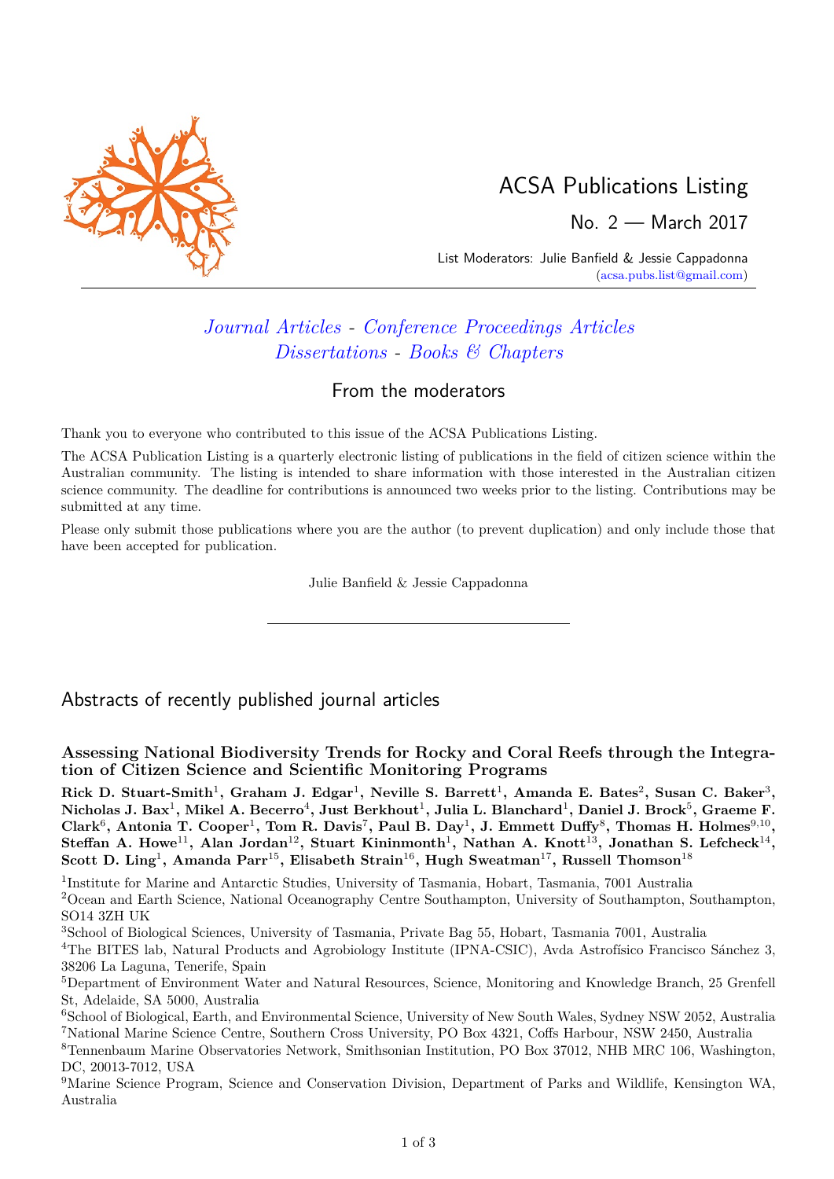# ACSA Publications Listing

No. 2 — March 2017

List Moderators: Julie Banfield & Jessie Cappadonna
(acsa.pubs.list@gmail.com)

*Journal Articles - Conference Proceedings Articles*
*Dissertations - Books & Chapters*

## From the moderators

Thank you to everyone who contributed to this issue of the ACSA Publications Listing.

The ACSA Publication Listing is a quarterly electronic listing of publications in the field of citizen science within the Australian community. The listing is intended to share information with those interested in the Australian citizen science community. The deadline for contributions is announced two weeks prior to the listing. Contributions may be submitted at any time.

Please only submit those publications where you are the author (to prevent duplication) and only include those that have been accepted for publication.

Julie Banfield & Jessie Cappadonna

---

## Abstracts of recently published journal articles

### Assessing National Biodiversity Trends for Rocky and Coral Reefs through the Integration of Citizen Science and Scientific Monitoring Programs

**Rick D. Stuart-Smith[1], Graham J. Edgar[1], Neville S. Barrett[1], Amanda E. Bates[2], Susan C. Baker[3], Nicholas J. Bax[1], Mikel A. Becerro[4], Just Berkhout[1], Julia L. Blanchard[1], Daniel J. Brock[5], Graeme F. Clark[6], Antonia T. Cooper[1], Tom R. Davis[7], Paul B. Day[1], J. Emmett Duffy[8], Thomas H. Holmes[9,10], Steffan A. Howe[11], Alan Jordan[12], Stuart Kininmonth[1], Nathan A. Knott[13], Jonathan S. Lefcheck[14], Scott D. Ling[1], Amanda Parr[15], Elisabeth Strain[16], Hugh Sweatman[17], Russell Thomson[18]**

[1]Institute for Marine and Antarctic Studies, University of Tasmania, Hobart, Tasmania, 7001 Australia
[2]Ocean and Earth Science, National Oceanography Centre Southampton, University of Southampton, Southampton, SO14 3ZH UK
[3]School of Biological Sciences, University of Tasmania, Private Bag 55, Hobart, Tasmania 7001, Australia
[4]The BITES lab, Natural Products and Agrobiology Institute (IPNA-CSIC), Avda Astrofísico Francisco Sánchez 3, 38206 La Laguna, Tenerife, Spain
[5]Department of Environment Water and Natural Resources, Science, Monitoring and Knowledge Branch, 25 Grenfell St, Adelaide, SA 5000, Australia
[6]School of Biological, Earth, and Environmental Science, University of New South Wales, Sydney NSW 2052, Australia
[7]National Marine Science Centre, Southern Cross University, PO Box 4321, Coffs Harbour, NSW 2450, Australia
[8]Tennenbaum Marine Observatories Network, Smithsonian Institution, PO Box 37012, NHB MRC 106, Washington, DC, 20013-7012, USA
[9]Marine Science Program, Science and Conservation Division, Department of Parks and Wildlife, Kensington WA, Australia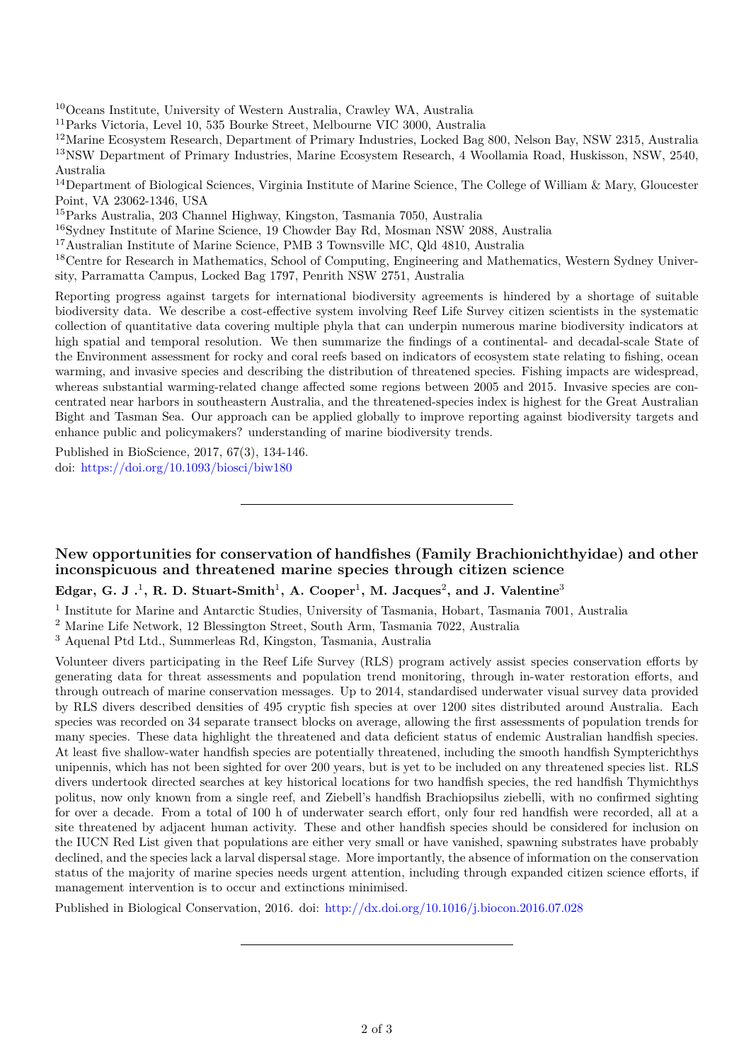[10]Oceans Institute, University of Western Australia, Crawley WA, Australia

[11]Parks Victoria, Level 10, 535 Bourke Street, Melbourne VIC 3000, Australia

[12]Marine Ecosystem Research, Department of Primary Industries, Locked Bag 800, Nelson Bay, NSW 2315, Australia

[13]NSW Department of Primary Industries, Marine Ecosystem Research, 4 Woollamia Road, Huskisson, NSW, 2540, Australia

[14]Department of Biological Sciences, Virginia Institute of Marine Science, The College of William & Mary, Gloucester Point, VA 23062-1346, USA

[15]Parks Australia, 203 Channel Highway, Kingston, Tasmania 7050, Australia

[16]Sydney Institute of Marine Science, 19 Chowder Bay Rd, Mosman NSW 2088, Australia

[17]Australian Institute of Marine Science, PMB 3 Townsville MC, Qld 4810, Australia

[18]Centre for Research in Mathematics, School of Computing, Engineering and Mathematics, Western Sydney University, Parramatta Campus, Locked Bag 1797, Penrith NSW 2751, Australia

Reporting progress against targets for international biodiversity agreements is hindered by a shortage of suitable biodiversity data. We describe a cost-effective system involving Reef Life Survey citizen scientists in the systematic collection of quantitative data covering multiple phyla that can underpin numerous marine biodiversity indicators at high spatial and temporal resolution. We then summarize the findings of a continental- and decadal-scale State of the Environment assessment for rocky and coral reefs based on indicators of ecosystem state relating to fishing, ocean warming, and invasive species and describing the distribution of threatened species. Fishing impacts are widespread, whereas substantial warming-related change affected some regions between 2005 and 2015. Invasive species are concentrated near harbors in southeastern Australia, and the threatened-species index is highest for the Great Australian Bight and Tasman Sea. Our approach can be applied globally to improve reporting against biodiversity targets and enhance public and policymakers? understanding of marine biodiversity trends.

Published in BioScience, 2017, 67(3), 134-146.
doi: https://doi.org/10.1093/biosci/biw180

---

### New opportunities for conservation of handfishes (Family Brachionichthyidae) and other inconspicuous and threatened marine species through citizen science

**Edgar, G. J .[1], R. D. Stuart-Smith[1], A. Cooper[1], M. Jacques[2], and J. Valentine[3]**

[1] Institute for Marine and Antarctic Studies, University of Tasmania, Hobart, Tasmania 7001, Australia

[2] Marine Life Network, 12 Blessington Street, South Arm, Tasmania 7022, Australia

[3] Aquenal Ptd Ltd., Summerleas Rd, Kingston, Tasmania, Australia

Volunteer divers participating in the Reef Life Survey (RLS) program actively assist species conservation efforts by generating data for threat assessments and population trend monitoring, through in-water restoration efforts, and through outreach of marine conservation messages. Up to 2014, standardised underwater visual survey data provided by RLS divers described densities of 495 cryptic fish species at over 1200 sites distributed around Australia. Each species was recorded on 34 separate transect blocks on average, allowing the first assessments of population trends for many species. These data highlight the threatened and data deficient status of endemic Australian handfish species. At least five shallow-water handfish species are potentially threatened, including the smooth handfish Sympterichthys unipennis, which has not been sighted for over 200 years, but is yet to be included on any threatened species list. RLS divers undertook directed searches at key historical locations for two handfish species, the red handfish Thymichthys politus, now only known from a single reef, and Ziebell's handfish Brachiopsilus ziebelli, with no confirmed sighting for over a decade. From a total of 100 h of underwater search effort, only four red handfish were recorded, all at a site threatened by adjacent human activity. These and other handfish species should be considered for inclusion on the IUCN Red List given that populations are either very small or have vanished, spawning substrates have probably declined, and the species lack a larval dispersal stage. More importantly, the absence of information on the conservation status of the majority of marine species needs urgent attention, including through expanded citizen science efforts, if management intervention is to occur and extinctions minimised.

Published in Biological Conservation, 2016. doi: http://dx.doi.org/10.1016/j.biocon.2016.07.028

---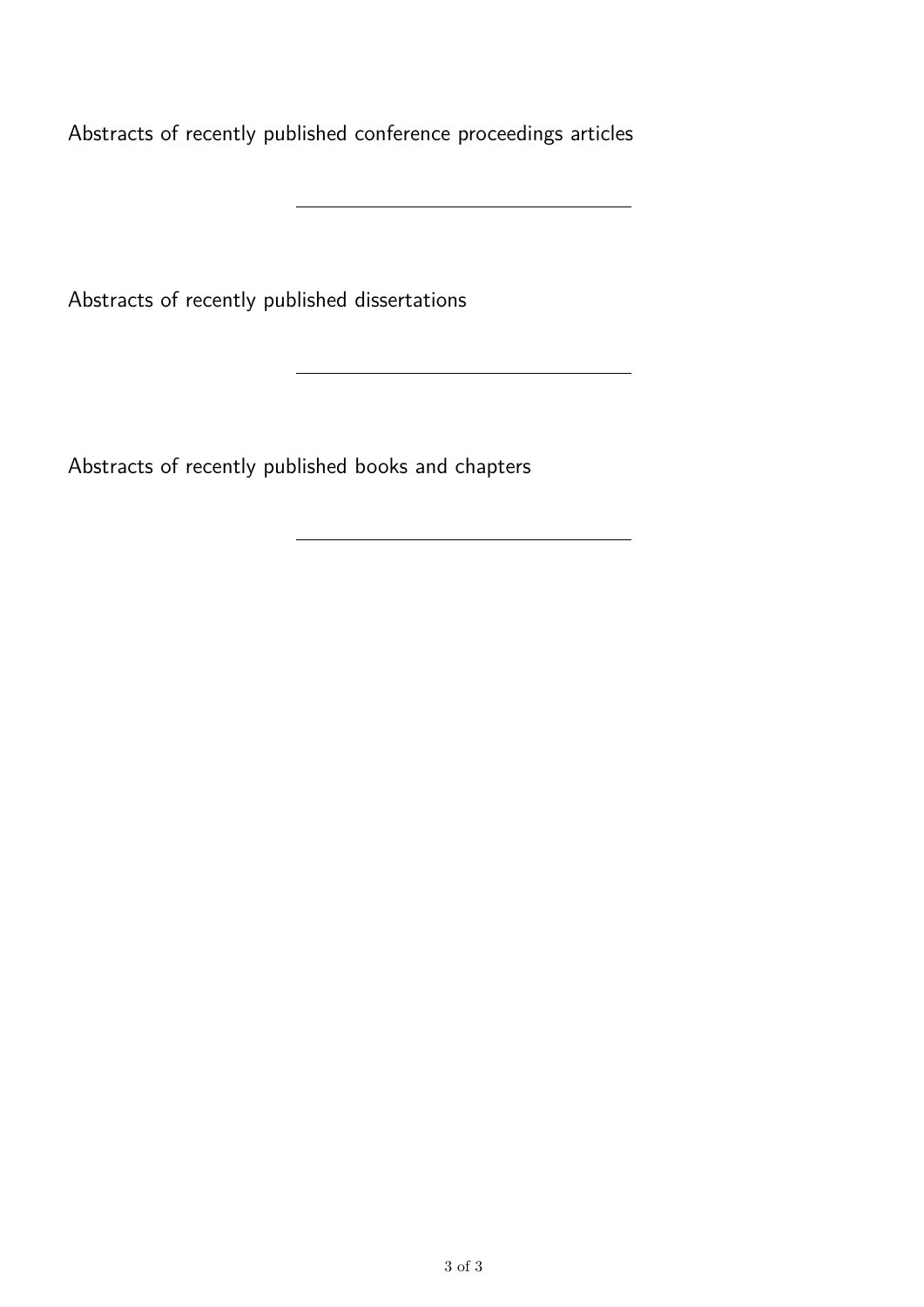## Abstracts of recently published conference proceedings articles

---

## Abstracts of recently published dissertations

---

## Abstracts of recently published books and chapters

---